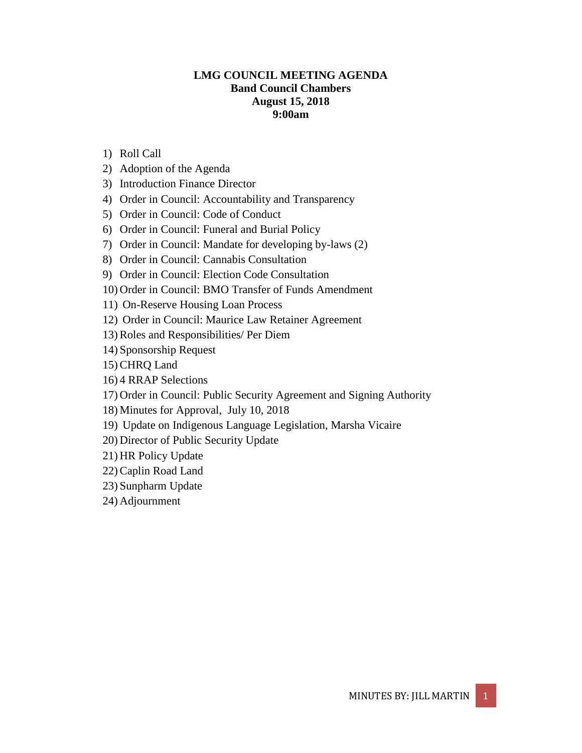**LMG COUNCIL MEETING AGENDA**
**Band Council Chambers**
**August 15, 2018**
**9:00am**

1) Roll Call
2) Adoption of the Agenda
3) Introduction Finance Director
4) Order in Council: Accountability and Transparency
5) Order in Council: Code of Conduct
6) Order in Council: Funeral and Burial Policy
7) Order in Council: Mandate for developing by-laws (2)
8) Order in Council: Cannabis Consultation
9) Order in Council: Election Code Consultation
10) Order in Council: BMO Transfer of Funds Amendment
11) On-Reserve Housing Loan Process
12) Order in Council: Maurice Law Retainer Agreement
13) Roles and Responsibilities/ Per Diem
14) Sponsorship Request
15) CHRQ Land
16) 4 RRAP Selections
17) Order in Council: Public Security Agreement and Signing Authority
18) Minutes for Approval, July 10, 2018
19) Update on Indigenous Language Legislation, Marsha Vicaire
20) Director of Public Security Update
21) HR Policy Update
22) Caplin Road Land
23) Sunpharm Update
24) Adjournment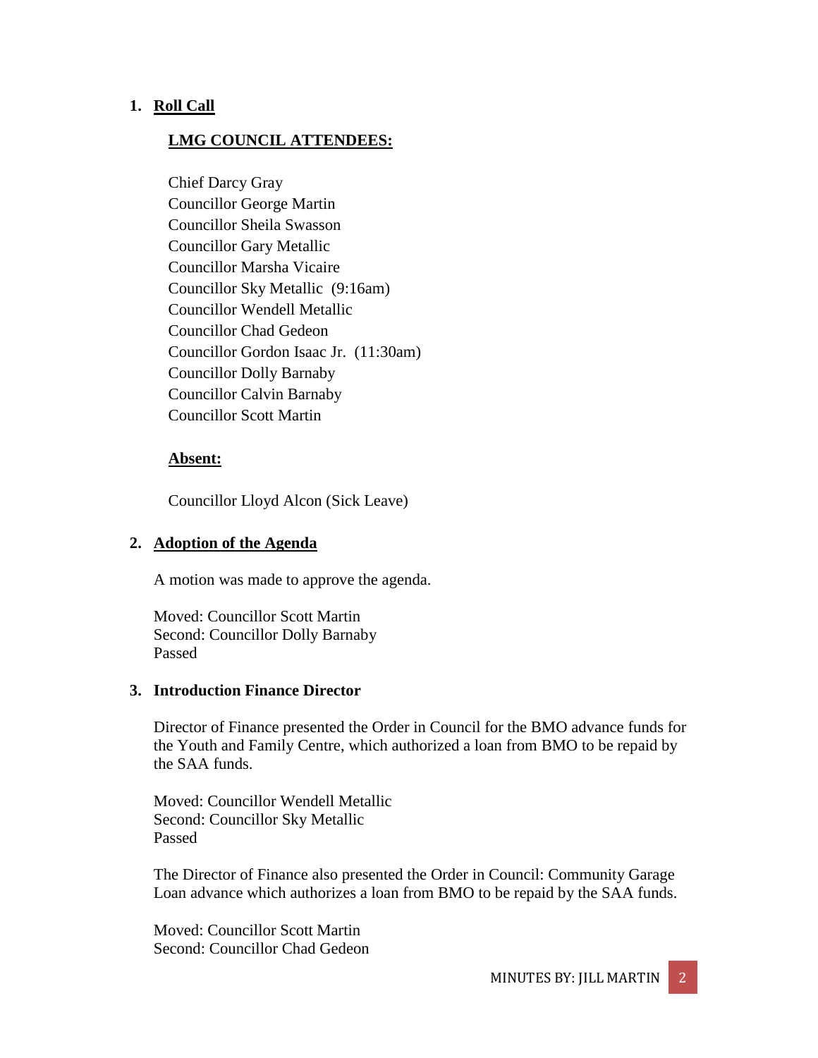## 1. Roll Call

### LMG COUNCIL ATTENDEES:

Chief Darcy Gray
Councillor George Martin
Councillor Sheila Swasson
Councillor Gary Metallic
Councillor Marsha Vicaire
Councillor Sky Metallic (9:16am)
Councillor Wendell Metallic
Councillor Chad Gedeon
Councillor Gordon Isaac Jr. (11:30am)
Councillor Dolly Barnaby
Councillor Calvin Barnaby
Councillor Scott Martin

### Absent:

Councillor Lloyd Alcon (Sick Leave)

## 2. Adoption of the Agenda

A motion was made to approve the agenda.

Moved: Councillor Scott Martin
Second: Councillor Dolly Barnaby
Passed

## 3. Introduction Finance Director

Director of Finance presented the Order in Council for the BMO advance funds for the Youth and Family Centre, which authorized a loan from BMO to be repaid by the SAA funds.

Moved: Councillor Wendell Metallic
Second: Councillor Sky Metallic
Passed

The Director of Finance also presented the Order in Council: Community Garage Loan advance which authorizes a loan from BMO to be repaid by the SAA funds.

Moved: Councillor Scott Martin
Second: Councillor Chad Gedeon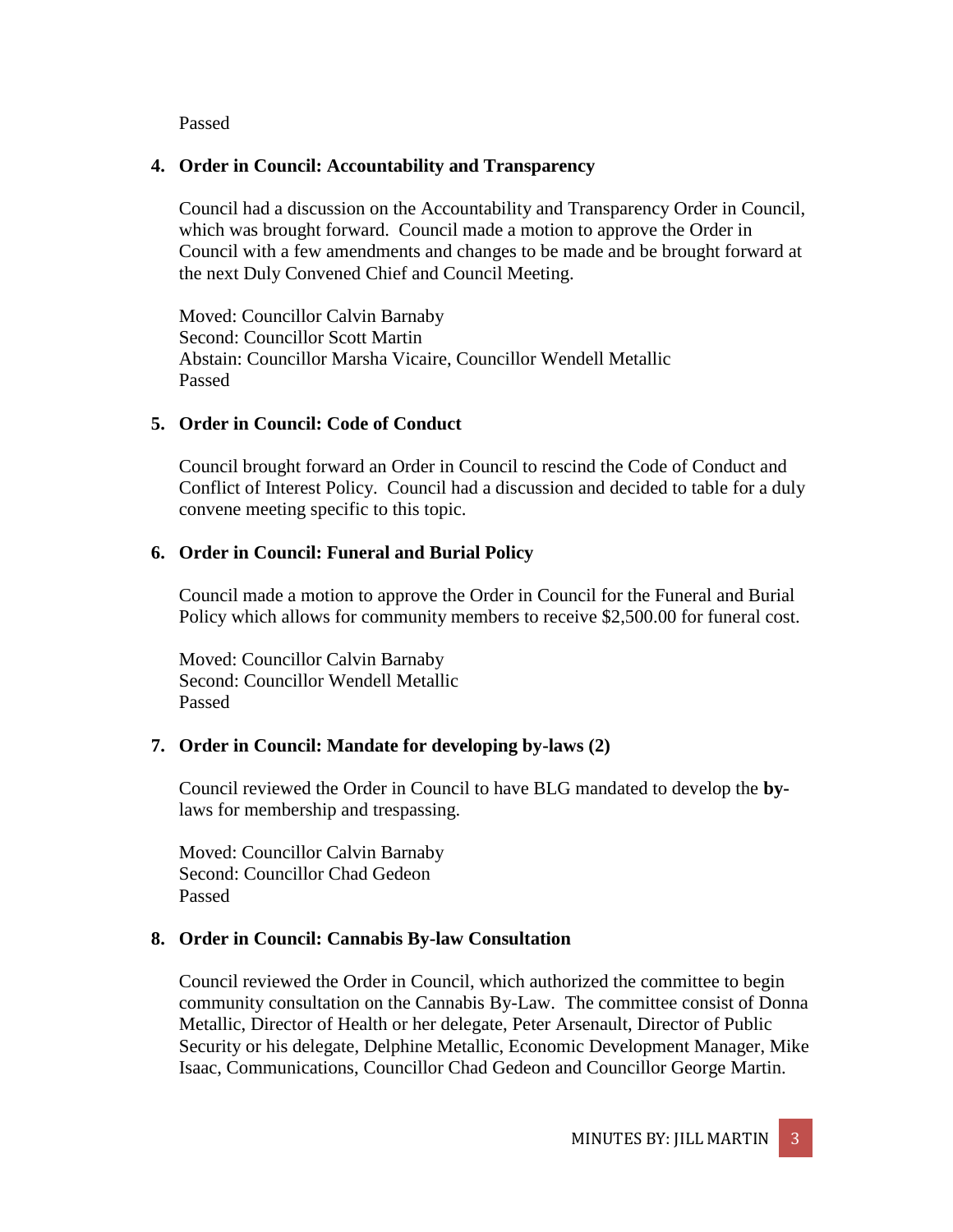Passed

4. **Order in Council: Accountability and Transparency**

   Council had a discussion on the Accountability and Transparency Order in Council, which was brought forward. Council made a motion to approve the Order in Council with a few amendments and changes to be made and be brought forward at the next Duly Convened Chief and Council Meeting.

   Moved: Councillor Calvin Barnaby
   Second: Councillor Scott Martin
   Abstain: Councillor Marsha Vicaire, Councillor Wendell Metallic
   Passed

5. **Order in Council: Code of Conduct**

   Council brought forward an Order in Council to rescind the Code of Conduct and Conflict of Interest Policy. Council had a discussion and decided to table for a duly convene meeting specific to this topic.

6. **Order in Council: Funeral and Burial Policy**

   Council made a motion to approve the Order in Council for the Funeral and Burial Policy which allows for community members to receive $2,500.00 for funeral cost.

   Moved: Councillor Calvin Barnaby
   Second: Councillor Wendell Metallic
   Passed

7. **Order in Council: Mandate for developing by-laws (2)**

   Council reviewed the Order in Council to have BLG mandated to develop the **by-**laws for membership and trespassing.

   Moved: Councillor Calvin Barnaby
   Second: Councillor Chad Gedeon
   Passed

8. **Order in Council: Cannabis By-law Consultation**

   Council reviewed the Order in Council, which authorized the committee to begin community consultation on the Cannabis By-Law. The committee consist of Donna Metallic, Director of Health or her delegate, Peter Arsenault, Director of Public Security or his delegate, Delphine Metallic, Economic Development Manager, Mike Isaac, Communications, Councillor Chad Gedeon and Councillor George Martin.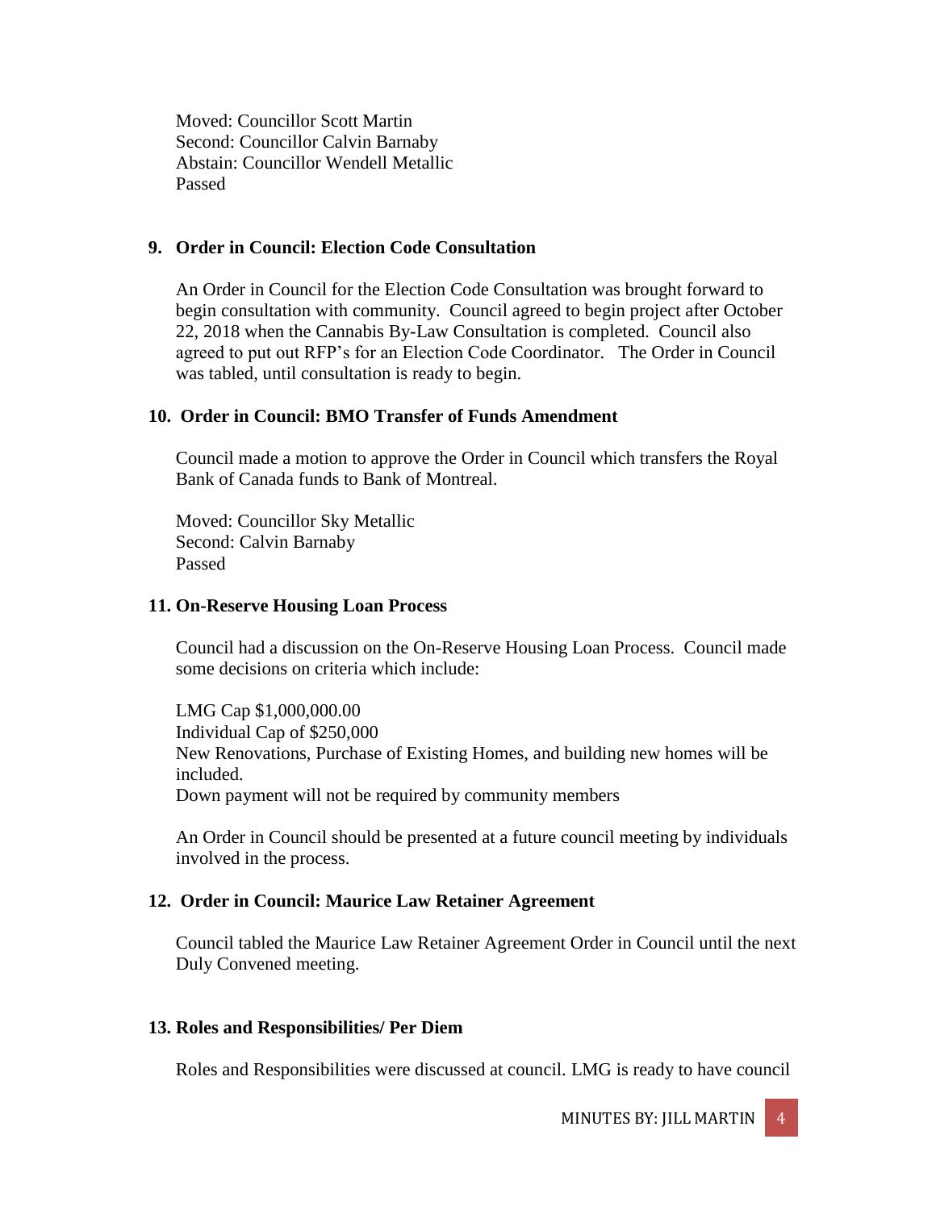Moved: Councillor Scott Martin
Second: Councillor Calvin Barnaby
Abstain: Councillor Wendell Metallic
Passed

## 9. Order in Council: Election Code Consultation

An Order in Council for the Election Code Consultation was brought forward to begin consultation with community. Council agreed to begin project after October 22, 2018 when the Cannabis By-Law Consultation is completed. Council also agreed to put out RFP's for an Election Code Coordinator. The Order in Council was tabled, until consultation is ready to begin.

## 10. Order in Council: BMO Transfer of Funds Amendment

Council made a motion to approve the Order in Council which transfers the Royal Bank of Canada funds to Bank of Montreal.

Moved: Councillor Sky Metallic
Second: Calvin Barnaby
Passed

## 11. On-Reserve Housing Loan Process

Council had a discussion on the On-Reserve Housing Loan Process. Council made some decisions on criteria which include:

LMG Cap $1,000,000.00
Individual Cap of $250,000
New Renovations, Purchase of Existing Homes, and building new homes will be included.
Down payment will not be required by community members

An Order in Council should be presented at a future council meeting by individuals involved in the process.

## 12. Order in Council: Maurice Law Retainer Agreement

Council tabled the Maurice Law Retainer Agreement Order in Council until the next Duly Convened meeting.

## 13. Roles and Responsibilities/ Per Diem

Roles and Responsibilities were discussed at council. LMG is ready to have council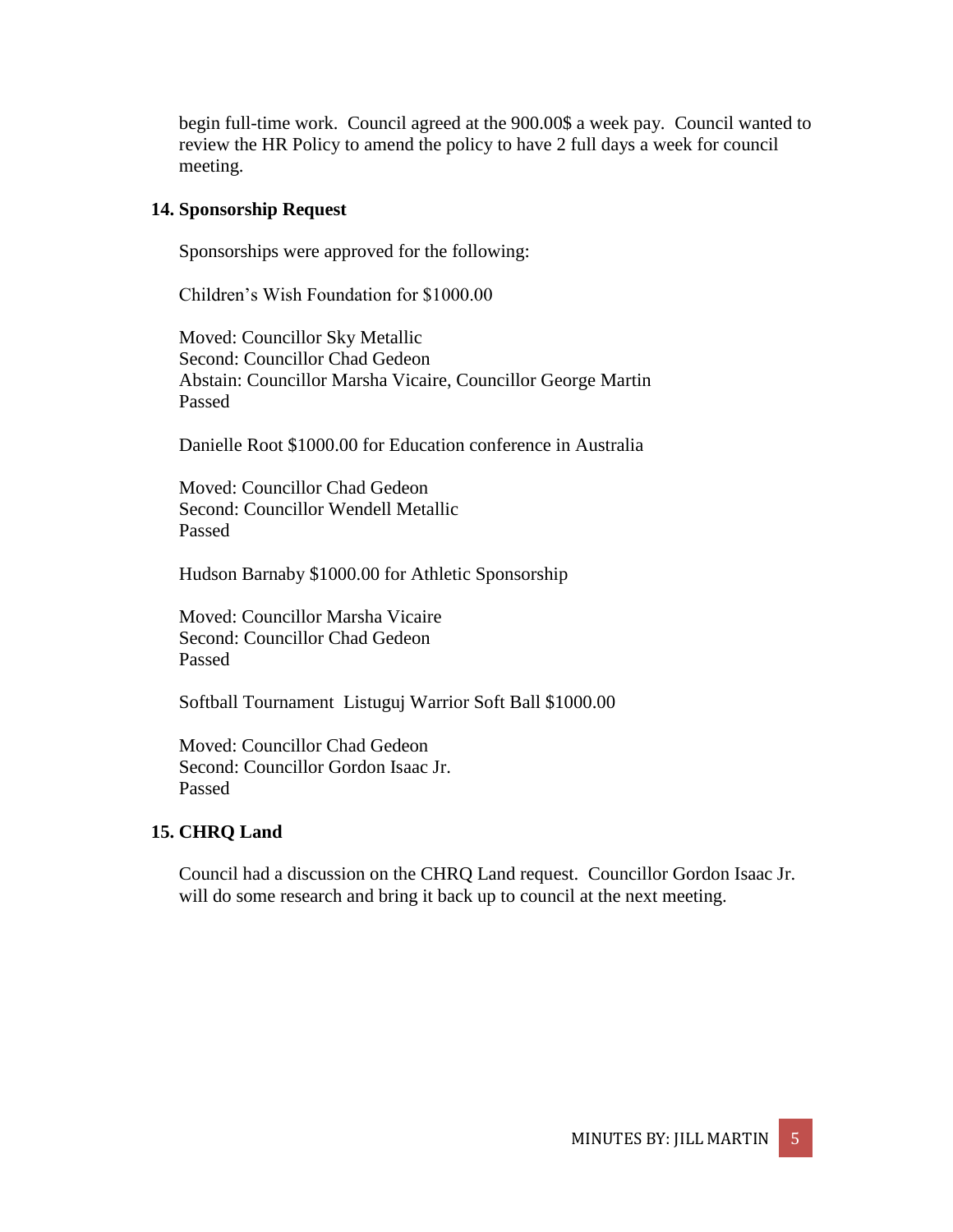begin full-time work. Council agreed at the 900.00$ a week pay. Council wanted to review the HR Policy to amend the policy to have 2 full days a week for council meeting.

### 14. Sponsorship Request

Sponsorships were approved for the following:

Children's Wish Foundation for $1000.00

Moved: Councillor Sky Metallic
Second: Councillor Chad Gedeon
Abstain: Councillor Marsha Vicaire, Councillor George Martin
Passed

Danielle Root $1000.00 for Education conference in Australia

Moved: Councillor Chad Gedeon
Second: Councillor Wendell Metallic
Passed

Hudson Barnaby $1000.00 for Athletic Sponsorship

Moved: Councillor Marsha Vicaire
Second: Councillor Chad Gedeon
Passed

Softball Tournament Listuguj Warrior Soft Ball $1000.00

Moved: Councillor Chad Gedeon
Second: Councillor Gordon Isaac Jr.
Passed

### 15. CHRQ Land

Council had a discussion on the CHRQ Land request. Councillor Gordon Isaac Jr. will do some research and bring it back up to council at the next meeting.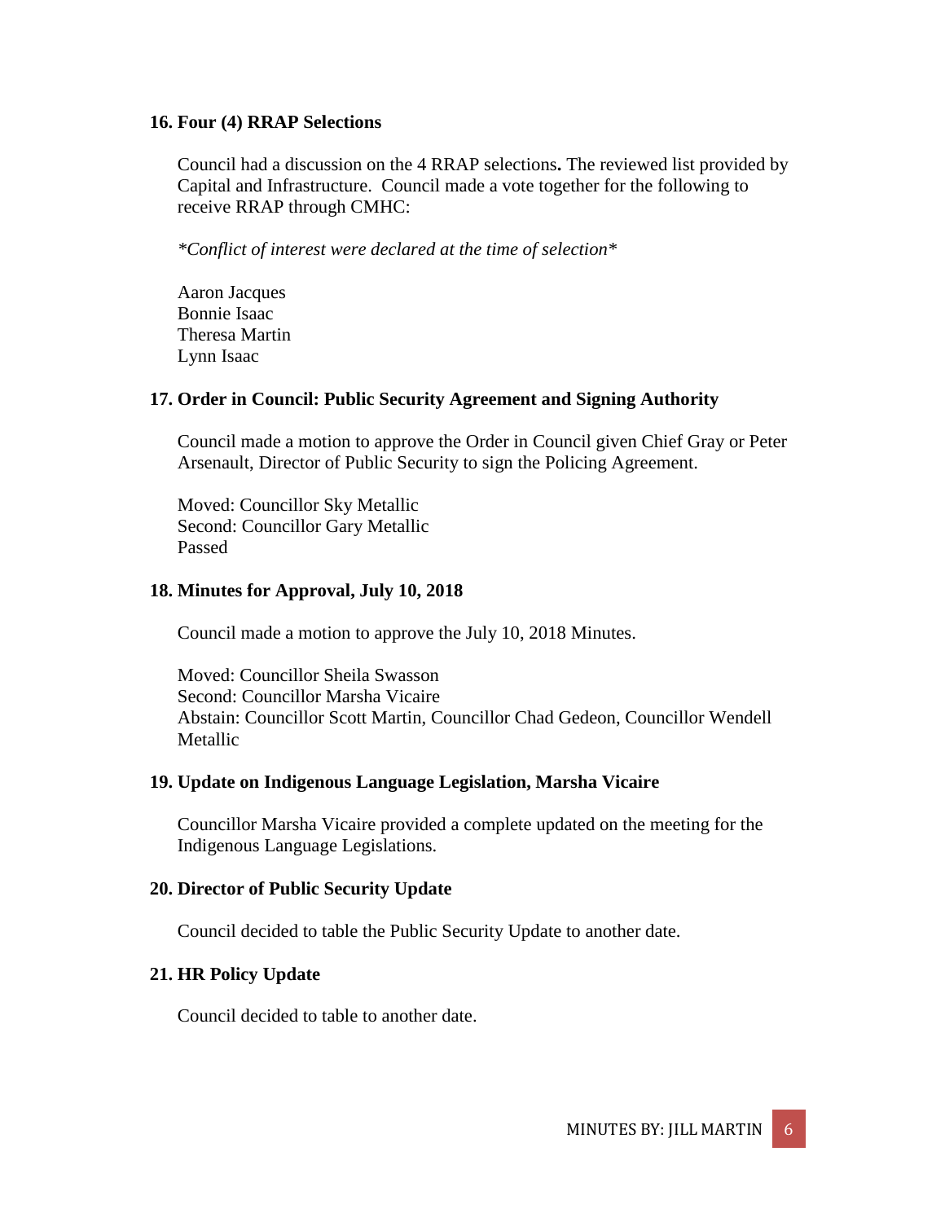**16. Four (4) RRAP Selections**

Council had a discussion on the 4 RRAP selections**.** The reviewed list provided by Capital and Infrastructure. Council made a vote together for the following to receive RRAP through CMHC:

*\*Conflict of interest were declared at the time of selection\**

Aaron Jacques
Bonnie Isaac
Theresa Martin
Lynn Isaac

**17. Order in Council: Public Security Agreement and Signing Authority**

Council made a motion to approve the Order in Council given Chief Gray or Peter Arsenault, Director of Public Security to sign the Policing Agreement.

Moved: Councillor Sky Metallic
Second: Councillor Gary Metallic
Passed

**18. Minutes for Approval, July 10, 2018**

Council made a motion to approve the July 10, 2018 Minutes.

Moved: Councillor Sheila Swasson
Second: Councillor Marsha Vicaire
Abstain: Councillor Scott Martin, Councillor Chad Gedeon, Councillor Wendell Metallic

**19. Update on Indigenous Language Legislation, Marsha Vicaire**

Councillor Marsha Vicaire provided a complete updated on the meeting for the Indigenous Language Legislations.

**20. Director of Public Security Update**

Council decided to table the Public Security Update to another date.

**21. HR Policy Update**

Council decided to table to another date.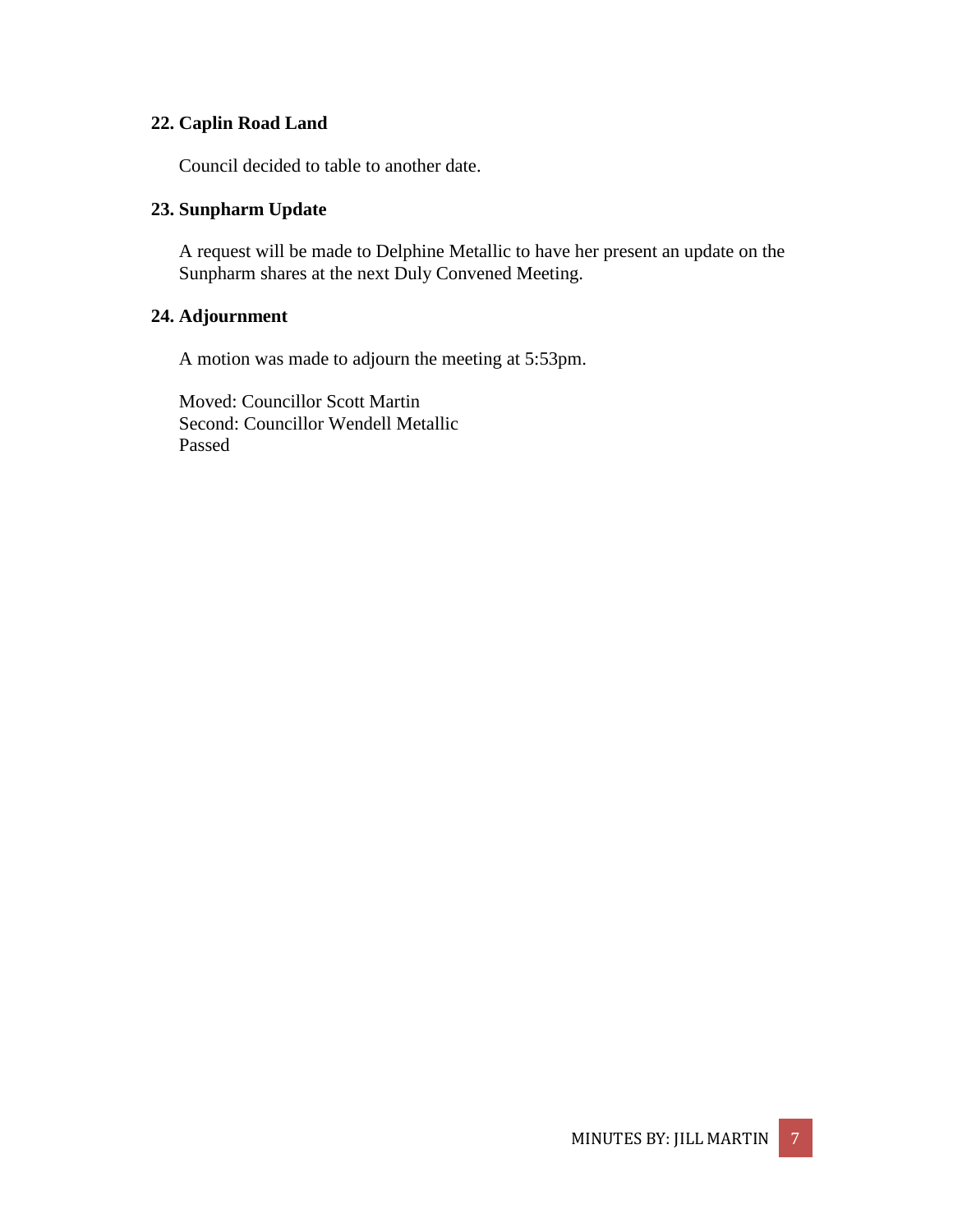**22. Caplin Road Land**

Council decided to table to another date.

**23. Sunpharm Update**

A request will be made to Delphine Metallic to have her present an update on the Sunpharm shares at the next Duly Convened Meeting.

**24. Adjournment**

A motion was made to adjourn the meeting at 5:53pm.

Moved: Councillor Scott Martin
Second: Councillor Wendell Metallic
Passed